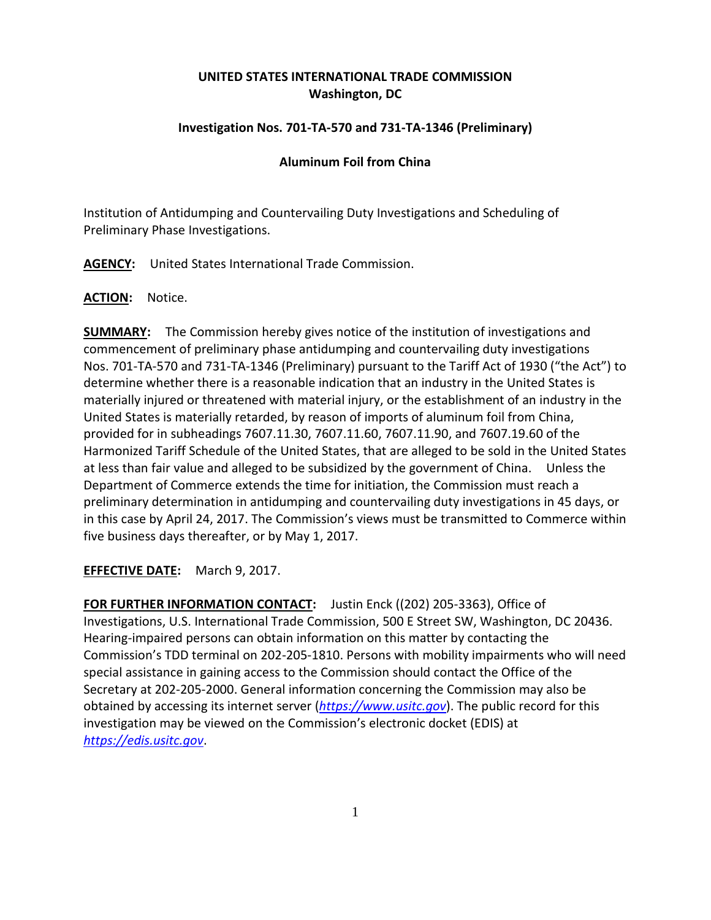**UNITED STATES INTERNATIONAL TRADE COMMISSION**
**Washington, DC**

**Investigation Nos. 701-TA-570 and 731-TA-1346 (Preliminary)**

**Aluminum Foil from China**

Institution of Antidumping and Countervailing Duty Investigations and Scheduling of Preliminary Phase Investigations.

**AGENCY:** United States International Trade Commission.

**ACTION:** Notice.

**SUMMARY:** The Commission hereby gives notice of the institution of investigations and commencement of preliminary phase antidumping and countervailing duty investigations Nos. 701-TA-570 and 731-TA-1346 (Preliminary) pursuant to the Tariff Act of 1930 ("the Act") to determine whether there is a reasonable indication that an industry in the United States is materially injured or threatened with material injury, or the establishment of an industry in the United States is materially retarded, by reason of imports of aluminum foil from China, provided for in subheadings 7607.11.30, 7607.11.60, 7607.11.90, and 7607.19.60 of the Harmonized Tariff Schedule of the United States, that are alleged to be sold in the United States at less than fair value and alleged to be subsidized by the government of China. Unless the Department of Commerce extends the time for initiation, the Commission must reach a preliminary determination in antidumping and countervailing duty investigations in 45 days, or in this case by April 24, 2017. The Commission's views must be transmitted to Commerce within five business days thereafter, or by May 1, 2017.

**EFFECTIVE DATE:** March 9, 2017.

**FOR FURTHER INFORMATION CONTACT:** Justin Enck ((202) 205-3363), Office of Investigations, U.S. International Trade Commission, 500 E Street SW, Washington, DC 20436. Hearing-impaired persons can obtain information on this matter by contacting the Commission's TDD terminal on 202-205-1810. Persons with mobility impairments who will need special assistance in gaining access to the Commission should contact the Office of the Secretary at 202-205-2000. General information concerning the Commission may also be obtained by accessing its internet server (*https://www.usitc.gov*). The public record for this investigation may be viewed on the Commission's electronic docket (EDIS) at *https://edis.usitc.gov*.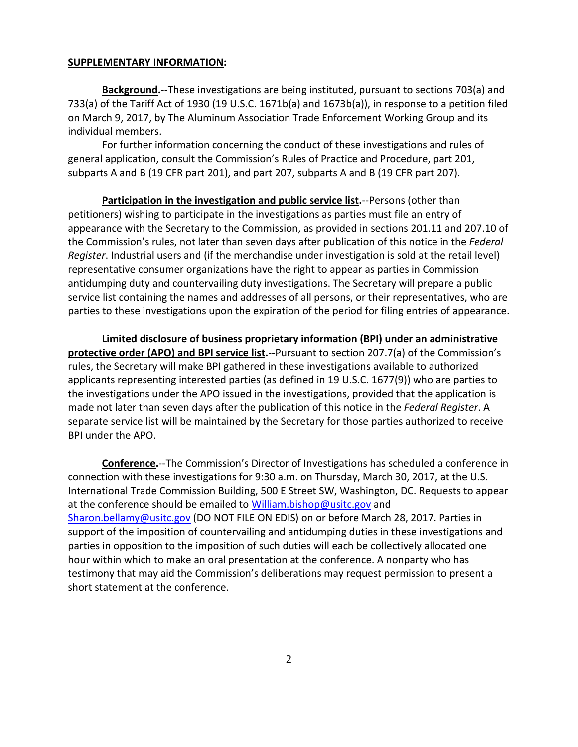**SUPPLEMENTARY INFORMATION:**

**Background.**--These investigations are being instituted, pursuant to sections 703(a) and 733(a) of the Tariff Act of 1930 (19 U.S.C. 1671b(a) and 1673b(a)), in response to a petition filed on March 9, 2017, by The Aluminum Association Trade Enforcement Working Group and its individual members.

For further information concerning the conduct of these investigations and rules of general application, consult the Commission's Rules of Practice and Procedure, part 201, subparts A and B (19 CFR part 201), and part 207, subparts A and B (19 CFR part 207).

**Participation in the investigation and public service list.**--Persons (other than petitioners) wishing to participate in the investigations as parties must file an entry of appearance with the Secretary to the Commission, as provided in sections 201.11 and 207.10 of the Commission's rules, not later than seven days after publication of this notice in the *Federal Register*. Industrial users and (if the merchandise under investigation is sold at the retail level) representative consumer organizations have the right to appear as parties in Commission antidumping duty and countervailing duty investigations. The Secretary will prepare a public service list containing the names and addresses of all persons, or their representatives, who are parties to these investigations upon the expiration of the period for filing entries of appearance.

**Limited disclosure of business proprietary information (BPI) under an administrative protective order (APO) and BPI service list.**--Pursuant to section 207.7(a) of the Commission's rules, the Secretary will make BPI gathered in these investigations available to authorized applicants representing interested parties (as defined in 19 U.S.C. 1677(9)) who are parties to the investigations under the APO issued in the investigations, provided that the application is made not later than seven days after the publication of this notice in the *Federal Register*. A separate service list will be maintained by the Secretary for those parties authorized to receive BPI under the APO.

**Conference.**--The Commission's Director of Investigations has scheduled a conference in connection with these investigations for 9:30 a.m. on Thursday, March 30, 2017, at the U.S. International Trade Commission Building, 500 E Street SW, Washington, DC. Requests to appear at the conference should be emailed to William.bishop@usitc.gov and Sharon.bellamy@usitc.gov (DO NOT FILE ON EDIS) on or before March 28, 2017. Parties in support of the imposition of countervailing and antidumping duties in these investigations and parties in opposition to the imposition of such duties will each be collectively allocated one hour within which to make an oral presentation at the conference. A nonparty who has testimony that may aid the Commission's deliberations may request permission to present a short statement at the conference.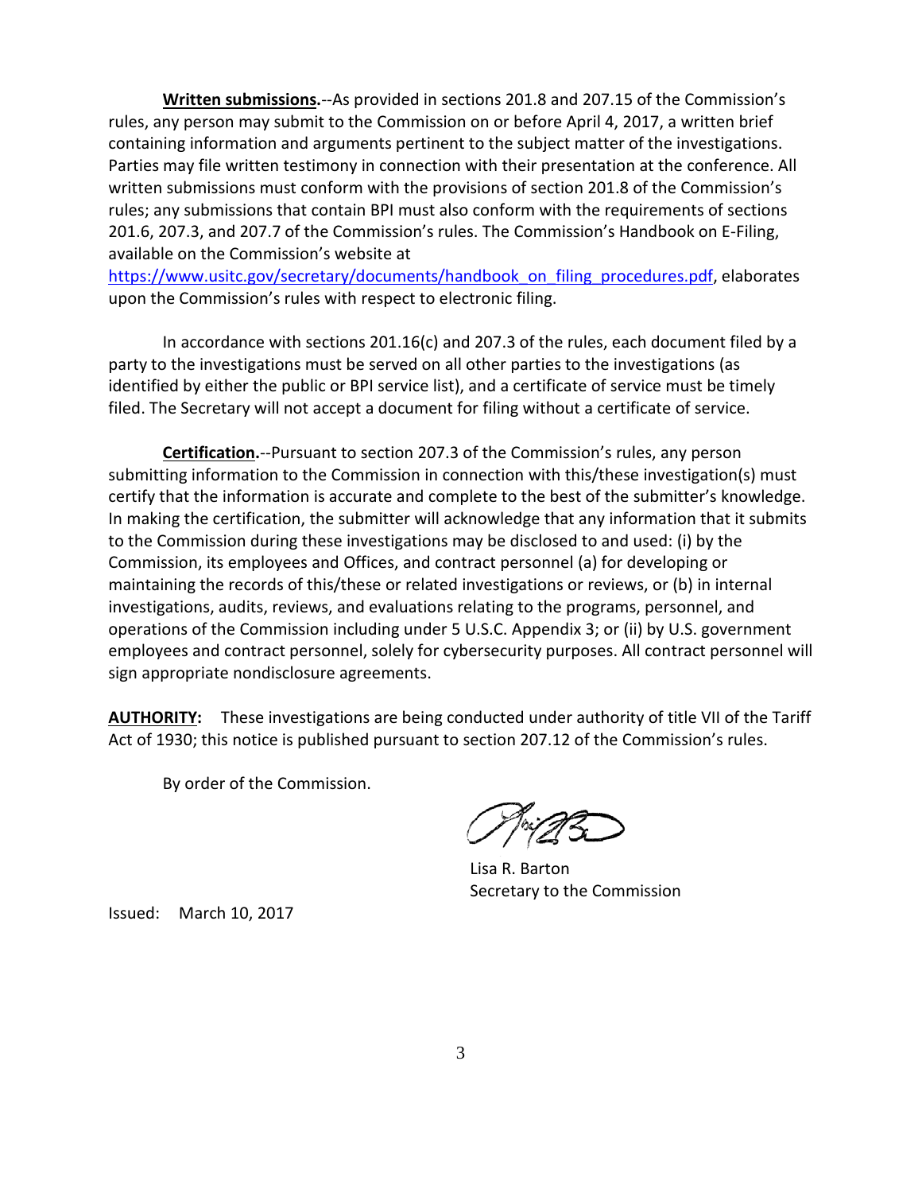**Written submissions.**--As provided in sections 201.8 and 207.15 of the Commission's rules, any person may submit to the Commission on or before April 4, 2017, a written brief containing information and arguments pertinent to the subject matter of the investigations. Parties may file written testimony in connection with their presentation at the conference. All written submissions must conform with the provisions of section 201.8 of the Commission's rules; any submissions that contain BPI must also conform with the requirements of sections 201.6, 207.3, and 207.7 of the Commission's rules. The Commission's Handbook on E-Filing, available on the Commission's website at https://www.usitc.gov/secretary/documents/handbook_on_filing_procedures.pdf, elaborates upon the Commission's rules with respect to electronic filing.

In accordance with sections 201.16(c) and 207.3 of the rules, each document filed by a party to the investigations must be served on all other parties to the investigations (as identified by either the public or BPI service list), and a certificate of service must be timely filed. The Secretary will not accept a document for filing without a certificate of service.

**Certification.**--Pursuant to section 207.3 of the Commission's rules, any person submitting information to the Commission in connection with this/these investigation(s) must certify that the information is accurate and complete to the best of the submitter's knowledge. In making the certification, the submitter will acknowledge that any information that it submits to the Commission during these investigations may be disclosed to and used: (i) by the Commission, its employees and Offices, and contract personnel (a) for developing or maintaining the records of this/these or related investigations or reviews, or (b) in internal investigations, audits, reviews, and evaluations relating to the programs, personnel, and operations of the Commission including under 5 U.S.C. Appendix 3; or (ii) by U.S. government employees and contract personnel, solely for cybersecurity purposes. All contract personnel will sign appropriate nondisclosure agreements.

**AUTHORITY:** These investigations are being conducted under authority of title VII of the Tariff Act of 1930; this notice is published pursuant to section 207.12 of the Commission's rules.

By order of the Commission.

Lisa R. Barton
Secretary to the Commission

Issued: March 10, 2017